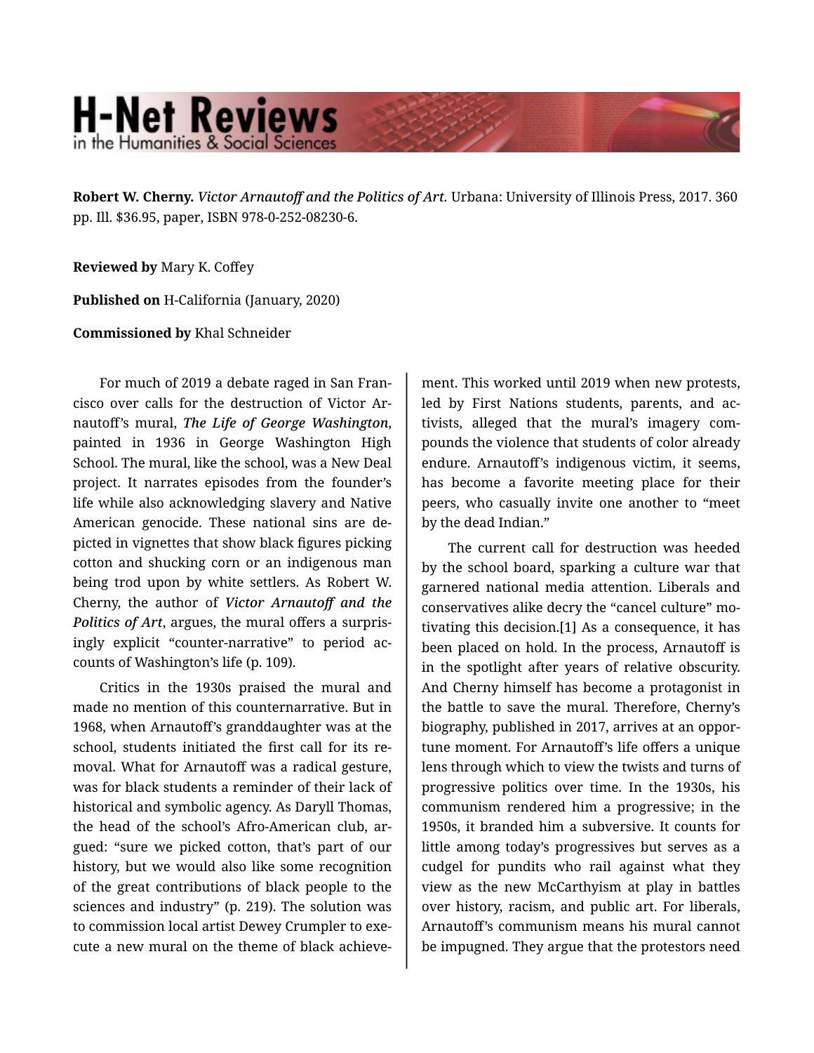**Robert W. Cherny.** *Victor Arnautoff and the Politics of Art.* Urbana: University of Illinois Press, 2017. 360 pp. Ill. $36.95, paper, ISBN 978-0-252-08230-6.

**Reviewed by** Mary K. Coffey

**Published on** H-California (January, 2020)

**Commissioned by** Khal Schneider

For much of 2019 a debate raged in San Francisco over calls for the destruction of Victor Arnautoff's mural, ***The Life of George Washington***, painted in 1936 in George Washington High School. The mural, like the school, was a New Deal project. It narrates episodes from the founder's life while also acknowledging slavery and Native American genocide. These national sins are depicted in vignettes that show black figures picking cotton and shucking corn or an indigenous man being trod upon by white settlers. As Robert W. Cherny, the author of ***Victor Arnautoff and the Politics of Art***, argues, the mural offers a surprisingly explicit "counter-narrative" to period accounts of Washington's life (p. 109).

Critics in the 1930s praised the mural and made no mention of this counternarrative. But in 1968, when Arnautoff's granddaughter was at the school, students initiated the first call for its removal. What for Arnautoff was a radical gesture, was for black students a reminder of their lack of historical and symbolic agency. As Daryll Thomas, the head of the school's Afro-American club, argued: "sure we picked cotton, that's part of our history, but we would also like some recognition of the great contributions of black people to the sciences and industry" (p. 219). The solution was to commission local artist Dewey Crumpler to execute a new mural on the theme of black achievement. This worked until 2019 when new protests, led by First Nations students, parents, and activists, alleged that the mural's imagery compounds the violence that students of color already endure. Arnautoff's indigenous victim, it seems, has become a favorite meeting place for their peers, who casually invite one another to "meet by the dead Indian."

The current call for destruction was heeded by the school board, sparking a culture war that garnered national media attention. Liberals and conservatives alike decry the "cancel culture" motivating this decision.[1] As a consequence, it has been placed on hold. In the process, Arnautoff is in the spotlight after years of relative obscurity. And Cherny himself has become a protagonist in the battle to save the mural. Therefore, Cherny's biography, published in 2017, arrives at an opportune moment. For Arnautoff's life offers a unique lens through which to view the twists and turns of progressive politics over time. In the 1930s, his communism rendered him a progressive; in the 1950s, it branded him a subversive. It counts for little among today's progressives but serves as a cudgel for pundits who rail against what they view as the new McCarthyism at play in battles over history, racism, and public art. For liberals, Arnautoff's communism means his mural cannot be impugned. They argue that the protestors need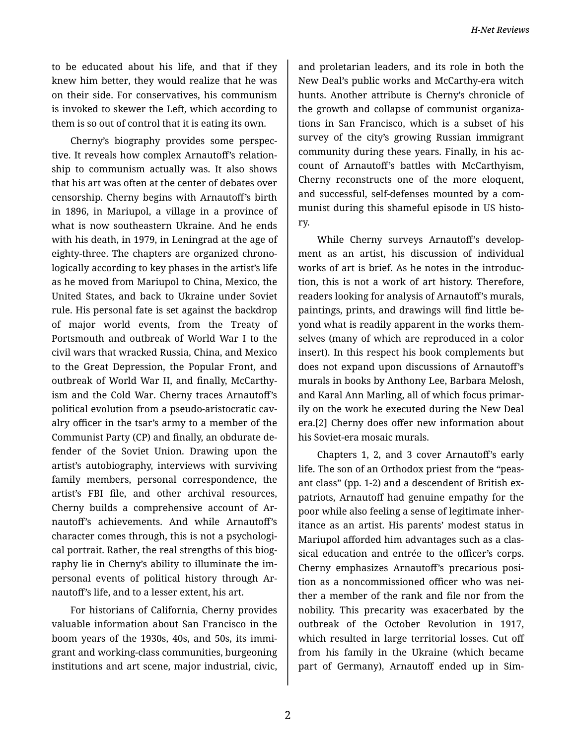to be educated about his life, and that if they knew him better, they would realize that he was on their side. For conservatives, his communism is invoked to skewer the Left, which according to them is so out of control that it is eating its own.

Cherny's biography provides some perspective. It reveals how complex Arnautoff's relationship to communism actually was. It also shows that his art was often at the center of debates over censorship. Cherny begins with Arnautoff's birth in 1896, in Mariupol, a village in a province of what is now southeastern Ukraine. And he ends with his death, in 1979, in Leningrad at the age of eighty-three. The chapters are organized chronologically according to key phases in the artist's life as he moved from Mariupol to China, Mexico, the United States, and back to Ukraine under Soviet rule. His personal fate is set against the backdrop of major world events, from the Treaty of Portsmouth and outbreak of World War I to the civil wars that wracked Russia, China, and Mexico to the Great Depression, the Popular Front, and outbreak of World War II, and finally, McCarthyism and the Cold War. Cherny traces Arnautoff's political evolution from a pseudo-aristocratic cavalry officer in the tsar's army to a member of the Communist Party (CP) and finally, an obdurate defender of the Soviet Union. Drawing upon the artist's autobiography, interviews with surviving family members, personal correspondence, the artist's FBI file, and other archival resources, Cherny builds a comprehensive account of Arnautoff's achievements. And while Arnautoff's character comes through, this is not a psychological portrait. Rather, the real strengths of this biography lie in Cherny's ability to illuminate the impersonal events of political history through Arnautoff's life, and to a lesser extent, his art.

For historians of California, Cherny provides valuable information about San Francisco in the boom years of the 1930s, 40s, and 50s, its immigrant and working-class communities, burgeoning institutions and art scene, major industrial, civic, and proletarian leaders, and its role in both the New Deal's public works and McCarthy-era witch hunts. Another attribute is Cherny's chronicle of the growth and collapse of communist organizations in San Francisco, which is a subset of his survey of the city's growing Russian immigrant community during these years. Finally, in his account of Arnautoff's battles with McCarthyism, Cherny reconstructs one of the more eloquent, and successful, self-defenses mounted by a communist during this shameful episode in US history.

While Cherny surveys Arnautoff's development as an artist, his discussion of individual works of art is brief. As he notes in the introduction, this is not a work of art history. Therefore, readers looking for analysis of Arnautoff's murals, paintings, prints, and drawings will find little beyond what is readily apparent in the works themselves (many of which are reproduced in a color insert). In this respect his book complements but does not expand upon discussions of Arnautoff's murals in books by Anthony Lee, Barbara Melosh, and Karal Ann Marling, all of which focus primarily on the work he executed during the New Deal era.[2] Cherny does offer new information about his Soviet-era mosaic murals.

Chapters 1, 2, and 3 cover Arnautoff's early life. The son of an Orthodox priest from the "peasant class" (pp. 1-2) and a descendent of British expatriots, Arnautoff had genuine empathy for the poor while also feeling a sense of legitimate inheritance as an artist. His parents' modest status in Mariupol afforded him advantages such as a classical education and entrée to the officer's corps. Cherny emphasizes Arnautoff's precarious position as a noncommissioned officer who was neither a member of the rank and file nor from the nobility. This precarity was exacerbated by the outbreak of the October Revolution in 1917, which resulted in large territorial losses. Cut off from his family in the Ukraine (which became part of Germany), Arnautoff ended up in Sim-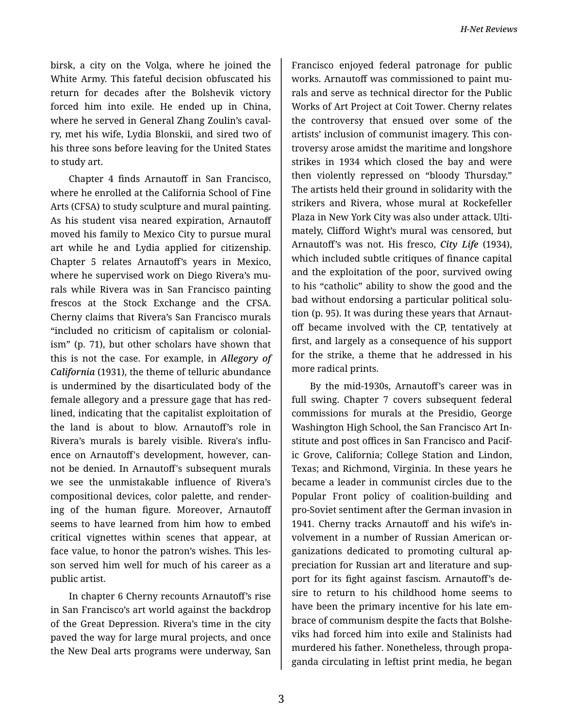birsk, a city on the Volga, where he joined the White Army. This fateful decision obfuscated his return for decades after the Bolshevik victory forced him into exile. He ended up in China, where he served in General Zhang Zoulin's cavalry, met his wife, Lydia Blonskii, and sired two of his three sons before leaving for the United States to study art.

Chapter 4 finds Arnautoff in San Francisco, where he enrolled at the California School of Fine Arts (CFSA) to study sculpture and mural painting. As his student visa neared expiration, Arnautoff moved his family to Mexico City to pursue mural art while he and Lydia applied for citizenship. Chapter 5 relates Arnautoff's years in Mexico, where he supervised work on Diego Rivera's murals while Rivera was in San Francisco painting frescos at the Stock Exchange and the CFSA. Cherny claims that Rivera's San Francisco murals "included no criticism of capitalism or colonialism" (p. 71), but other scholars have shown that this is not the case. For example, in ***Allegory of California*** (1931), the theme of telluric abundance is undermined by the disarticulated body of the female allegory and a pressure gage that has redlined, indicating that the capitalist exploitation of the land is about to blow. Arnautoff's role in Rivera's murals is barely visible. Rivera's influence on Arnautoff's development, however, cannot be denied. In Arnautoff's subsequent murals we see the unmistakable influence of Rivera's compositional devices, color palette, and rendering of the human figure. Moreover, Arnautoff seems to have learned from him how to embed critical vignettes within scenes that appear, at face value, to honor the patron's wishes. This lesson served him well for much of his career as a public artist.

In chapter 6 Cherny recounts Arnautoff's rise in San Francisco's art world against the backdrop of the Great Depression. Rivera's time in the city paved the way for large mural projects, and once the New Deal arts programs were underway, San Francisco enjoyed federal patronage for public works. Arnautoff was commissioned to paint murals and serve as technical director for the Public Works of Art Project at Coit Tower. Cherny relates the controversy that ensued over some of the artists' inclusion of communist imagery. This controversy arose amidst the maritime and longshore strikes in 1934 which closed the bay and were then violently repressed on "bloody Thursday." The artists held their ground in solidarity with the strikers and Rivera, whose mural at Rockefeller Plaza in New York City was also under attack. Ultimately, Clifford Wight's mural was censored, but Arnautoff's was not. His fresco, ***City Life*** (1934), which included subtle critiques of finance capital and the exploitation of the poor, survived owing to his "catholic" ability to show the good and the bad without endorsing a particular political solution (p. 95). It was during these years that Arnautoff became involved with the CP, tentatively at first, and largely as a consequence of his support for the strike, a theme that he addressed in his more radical prints.

By the mid-1930s, Arnautoff's career was in full swing. Chapter 7 covers subsequent federal commissions for murals at the Presidio, George Washington High School, the San Francisco Art Institute and post offices in San Francisco and Pacific Grove, California; College Station and Lindon, Texas; and Richmond, Virginia. In these years he became a leader in communist circles due to the Popular Front policy of coalition-building and pro-Soviet sentiment after the German invasion in 1941. Cherny tracks Arnautoff and his wife's involvement in a number of Russian American organizations dedicated to promoting cultural appreciation for Russian art and literature and support for its fight against fascism. Arnautoff's desire to return to his childhood home seems to have been the primary incentive for his late embrace of communism despite the facts that Bolsheviks had forced him into exile and Stalinists had murdered his father. Nonetheless, through propaganda circulating in leftist print media, he began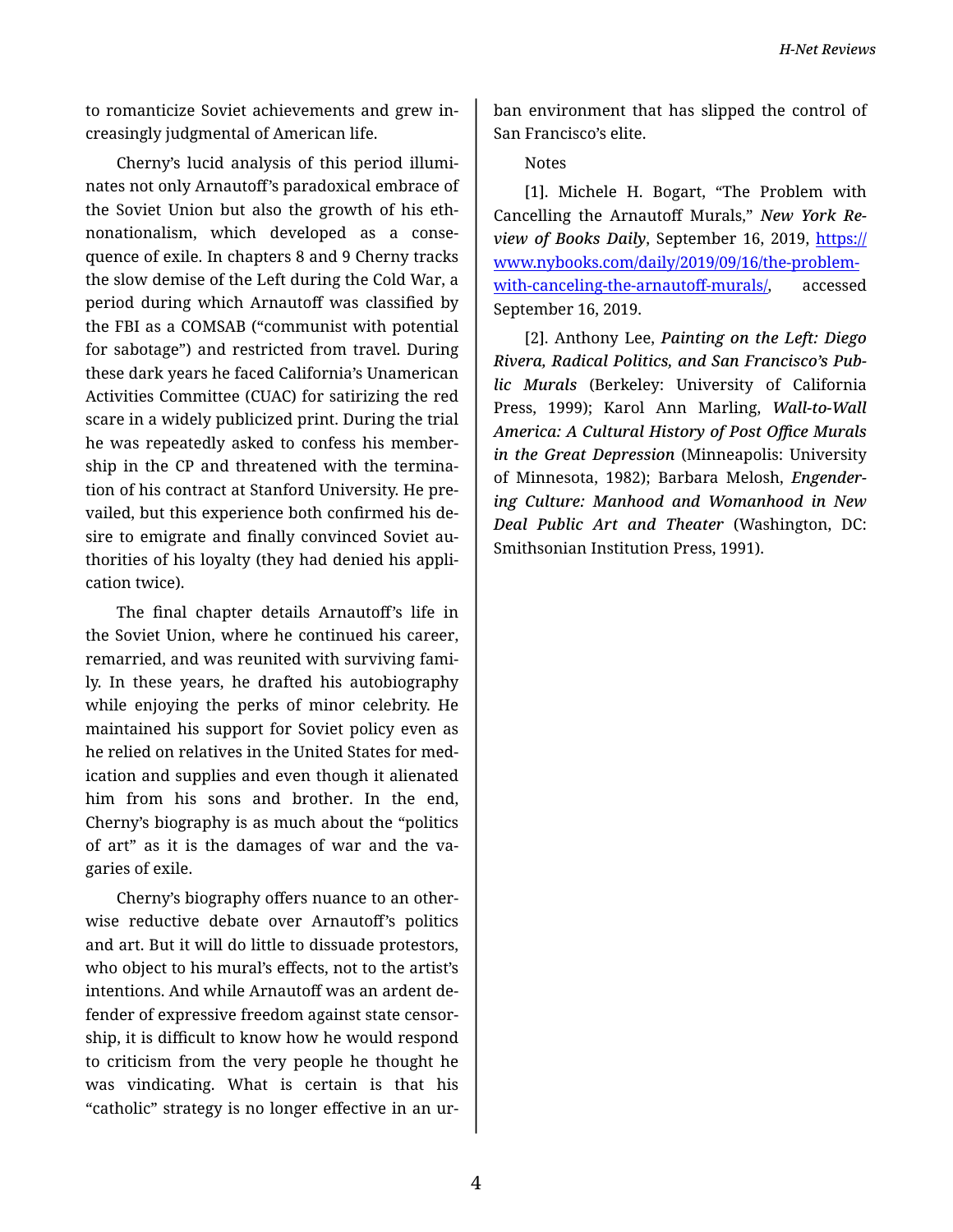to romanticize Soviet achievements and grew increasingly judgmental of American life.

Cherny's lucid analysis of this period illuminates not only Arnautoff's paradoxical embrace of the Soviet Union but also the growth of his ethnonationalism, which developed as a consequence of exile. In chapters 8 and 9 Cherny tracks the slow demise of the Left during the Cold War, a period during which Arnautoff was classified by the FBI as a COMSAB ("communist with potential for sabotage") and restricted from travel. During these dark years he faced California's Unamerican Activities Committee (CUAC) for satirizing the red scare in a widely publicized print. During the trial he was repeatedly asked to confess his membership in the CP and threatened with the termination of his contract at Stanford University. He prevailed, but this experience both confirmed his desire to emigrate and finally convinced Soviet authorities of his loyalty (they had denied his application twice).

The final chapter details Arnautoff's life in the Soviet Union, where he continued his career, remarried, and was reunited with surviving family. In these years, he drafted his autobiography while enjoying the perks of minor celebrity. He maintained his support for Soviet policy even as he relied on relatives in the United States for medication and supplies and even though it alienated him from his sons and brother. In the end, Cherny's biography is as much about the "politics of art" as it is the damages of war and the vagaries of exile.

Cherny's biography offers nuance to an otherwise reductive debate over Arnautoff's politics and art. But it will do little to dissuade protestors, who object to his mural's effects, not to the artist's intentions. And while Arnautoff was an ardent defender of expressive freedom against state censorship, it is difficult to know how he would respond to criticism from the very people he thought he was vindicating. What is certain is that his "catholic" strategy is no longer effective in an urban environment that has slipped the control of San Francisco's elite.

Notes

[1]. Michele H. Bogart, "The Problem with Cancelling the Arnautoff Murals," *New York Review of Books Daily*, September 16, 2019, https://www.nybooks.com/daily/2019/09/16/the-problem-with-canceling-the-arnautoff-murals/, accessed September 16, 2019.

[2]. Anthony Lee, *Painting on the Left: Diego Rivera, Radical Politics, and San Francisco's Public Murals* (Berkeley: University of California Press, 1999); Karol Ann Marling, *Wall-to-Wall America: A Cultural History of Post Office Murals in the Great Depression* (Minneapolis: University of Minnesota, 1982); Barbara Melosh, *Engendering Culture: Manhood and Womanhood in New Deal Public Art and Theater* (Washington, DC: Smithsonian Institution Press, 1991).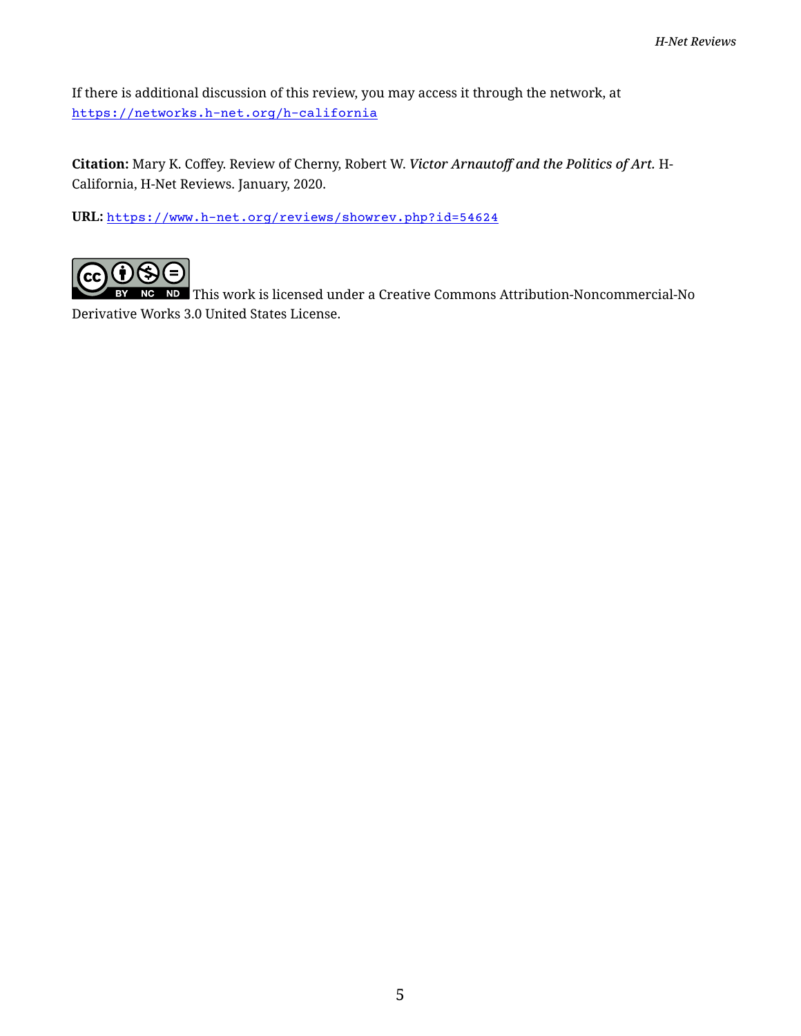If there is additional discussion of this review, you may access it through the network, at https://networks.h-net.org/h-california

**Citation:** Mary K. Coffey. Review of Cherny, Robert W. *Victor Arnautoff and the Politics of Art.* H-California, H-Net Reviews. January, 2020.

**URL:** https://www.h-net.org/reviews/showrev.php?id=54624

This work is licensed under a Creative Commons Attribution-Noncommercial-No Derivative Works 3.0 United States License.